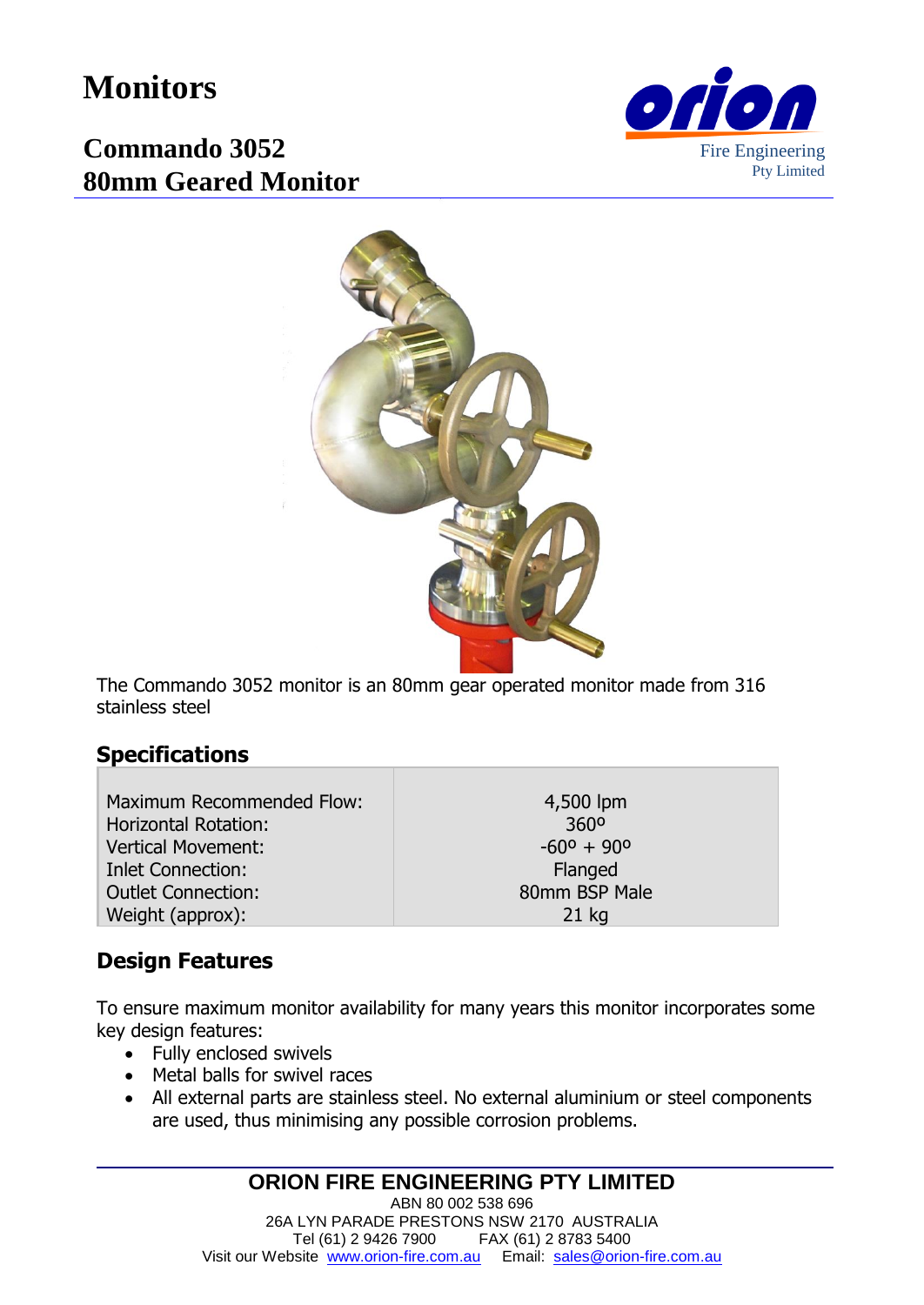# Monitors

## Commando 3052
## 80mm Geared Monitor

Orion Fire Engineering Pty Limited

The Commando 3052 monitor is an 80mm gear operated monitor made from 316 stainless steel

### Specifications

| | |
|---|---|
| Maximum Recommended Flow: | 4,500 lpm |
| Horizontal Rotation: | 360º |
| Vertical Movement: | -60º + 90º |
| Inlet Connection: | Flanged |
| Outlet Connection: | 80mm BSP Male |
| Weight (approx): | 21 kg |

### Design Features

To ensure maximum monitor availability for many years this monitor incorporates some key design features:

- Fully enclosed swivels
- Metal balls for swivel races
- All external parts are stainless steel. No external aluminium or steel components are used, thus minimising any possible corrosion problems.

**ORION FIRE ENGINEERING PTY LIMITED**

ABN 80 002 538 696
26A LYN PARADE PRESTONS NSW 2170 AUSTRALIA
Tel (61) 2 9426 7900 FAX (61) 2 8783 5400
Visit our Website www.orion-fire.com.au Email: sales@orion-fire.com.au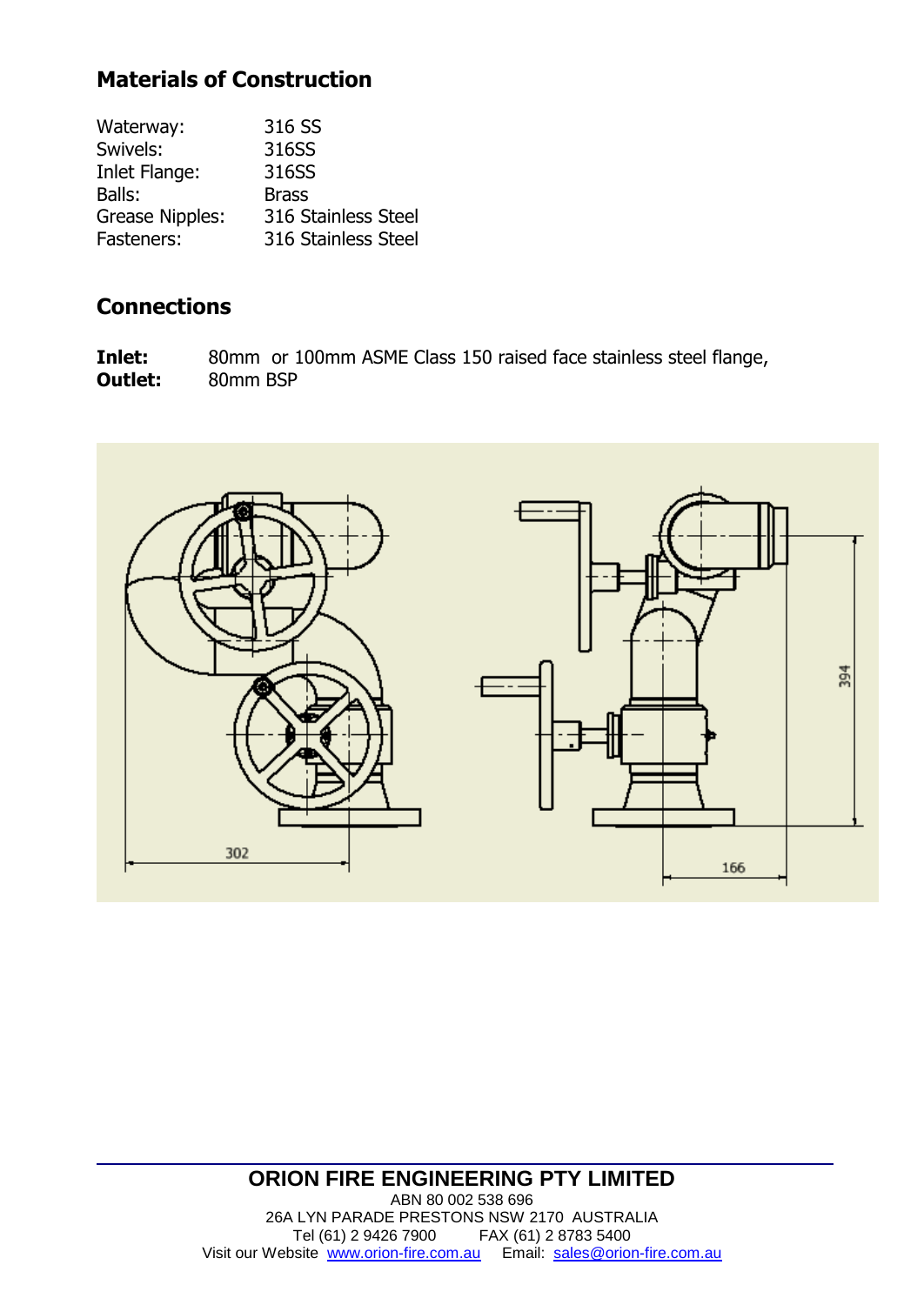## Materials of Construction

| | |
|---|---|
| Waterway: | 316 SS |
| Swivels: | 316SS |
| Inlet Flange: | 316SS |
| Balls: | Brass |
| Grease Nipples: | 316 Stainless Steel |
| Fasteners: | 316 Stainless Steel |

## Connections

**Inlet:** 80mm or 100mm ASME Class 150 raised face stainless steel flange,
**Outlet:** 80mm BSP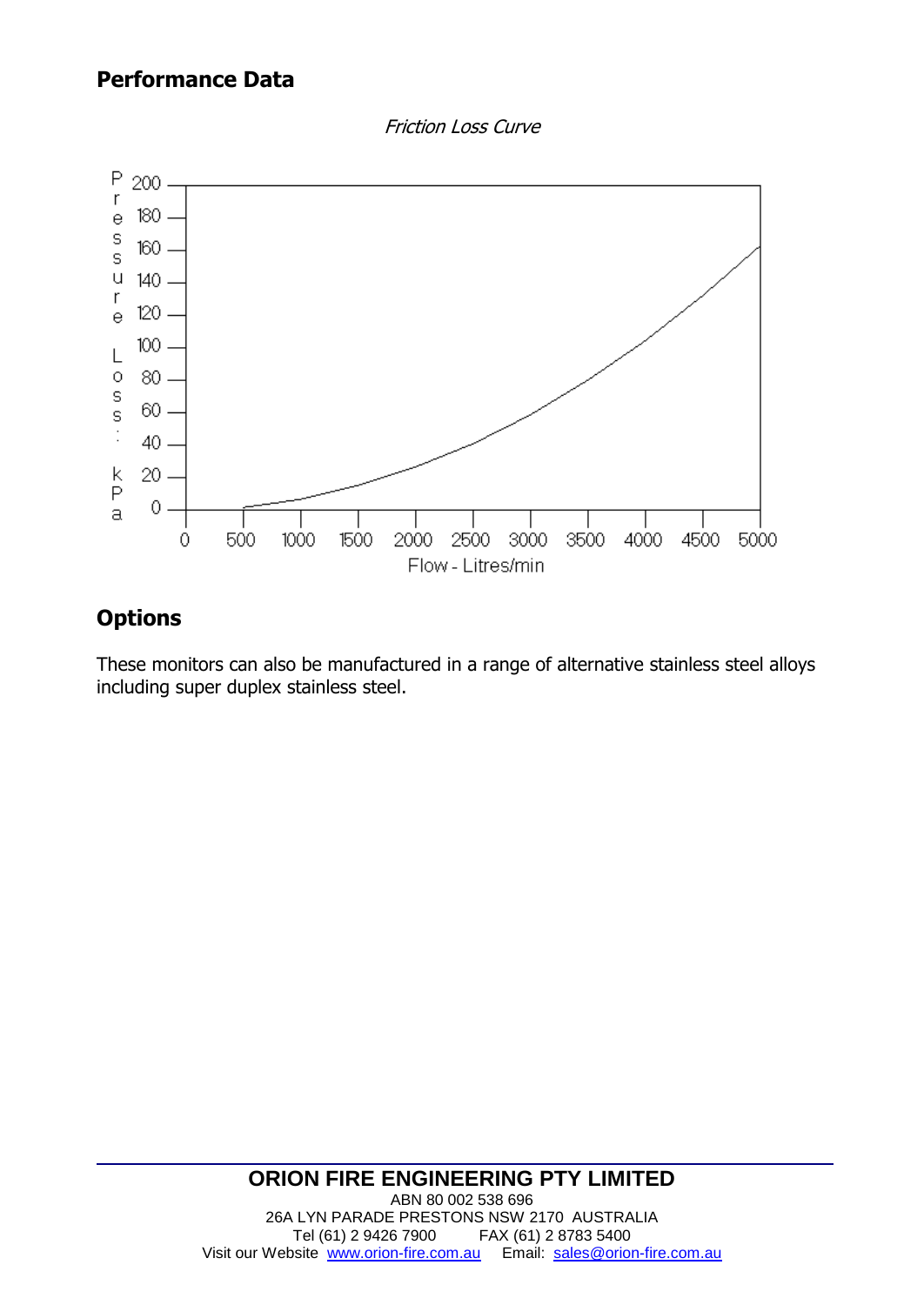## Performance Data

*Friction Loss Curve*

Pressure Loss: kPa

200
180
160
140
120
100
80
60
40
20
0

0 500 1000 1500 2000 2500 3000 3500 4000 4500 5000

Flow - Litres/min

## Options

These monitors can also be manufactured in a range of alternative stainless steel alloys including super duplex stainless steel.

**ORION FIRE ENGINEERING PTY LIMITED**
ABN 80 002 538 696
26A LYN PARADE PRESTONS NSW 2170 AUSTRALIA
Tel (61) 2 9426 7900 FAX (61) 2 8783 5400
Visit our Website www.orion-fire.com.au Email: sales@orion-fire.com.au